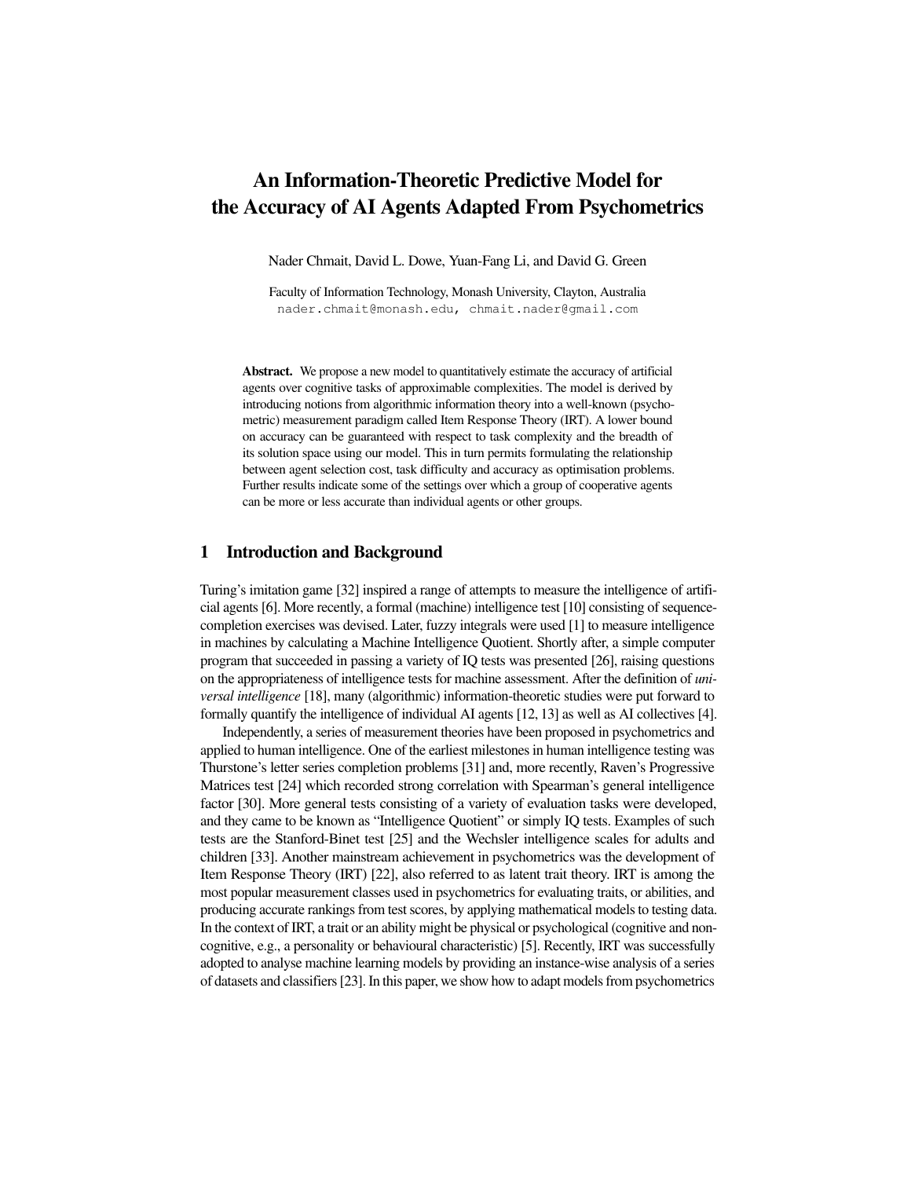# An Information-Theoretic Predictive Model for the Accuracy of AI Agents Adapted From Psychometrics

Nader Chmait, David L. Dowe, Yuan-Fang Li, and David G. Green

Faculty of Information Technology, Monash University, Clayton, Australia
nader.chmait@monash.edu, chmait.nader@gmail.com

**Abstract.** We propose a new model to quantitatively estimate the accuracy of artificial agents over cognitive tasks of approximable complexities. The model is derived by introducing notions from algorithmic information theory into a well-known (psychometric) measurement paradigm called Item Response Theory (IRT). A lower bound on accuracy can be guaranteed with respect to task complexity and the breadth of its solution space using our model. This in turn permits formulating the relationship between agent selection cost, task difficulty and accuracy as optimisation problems. Further results indicate some of the settings over which a group of cooperative agents can be more or less accurate than individual agents or other groups.

## 1 Introduction and Background

Turing's imitation game [32] inspired a range of attempts to measure the intelligence of artificial agents [6]. More recently, a formal (machine) intelligence test [10] consisting of sequence-completion exercises was devised. Later, fuzzy integrals were used [1] to measure intelligence in machines by calculating a Machine Intelligence Quotient. Shortly after, a simple computer program that succeeded in passing a variety of IQ tests was presented [26], raising questions on the appropriateness of intelligence tests for machine assessment. After the definition of *universal intelligence* [18], many (algorithmic) information-theoretic studies were put forward to formally quantify the intelligence of individual AI agents [12, 13] as well as AI collectives [4].

Independently, a series of measurement theories have been proposed in psychometrics and applied to human intelligence. One of the earliest milestones in human intelligence testing was Thurstone's letter series completion problems [31] and, more recently, Raven's Progressive Matrices test [24] which recorded strong correlation with Spearman's general intelligence factor [30]. More general tests consisting of a variety of evaluation tasks were developed, and they came to be known as "Intelligence Quotient" or simply IQ tests. Examples of such tests are the Stanford-Binet test [25] and the Wechsler intelligence scales for adults and children [33]. Another mainstream achievement in psychometrics was the development of Item Response Theory (IRT) [22], also referred to as latent trait theory. IRT is among the most popular measurement classes used in psychometrics for evaluating traits, or abilities, and producing accurate rankings from test scores, by applying mathematical models to testing data. In the context of IRT, a trait or an ability might be physical or psychological (cognitive and non-cognitive, e.g., a personality or behavioural characteristic) [5]. Recently, IRT was successfully adopted to analyse machine learning models by providing an instance-wise analysis of a series of datasets and classifiers [23]. In this paper, we show how to adapt models from psychometrics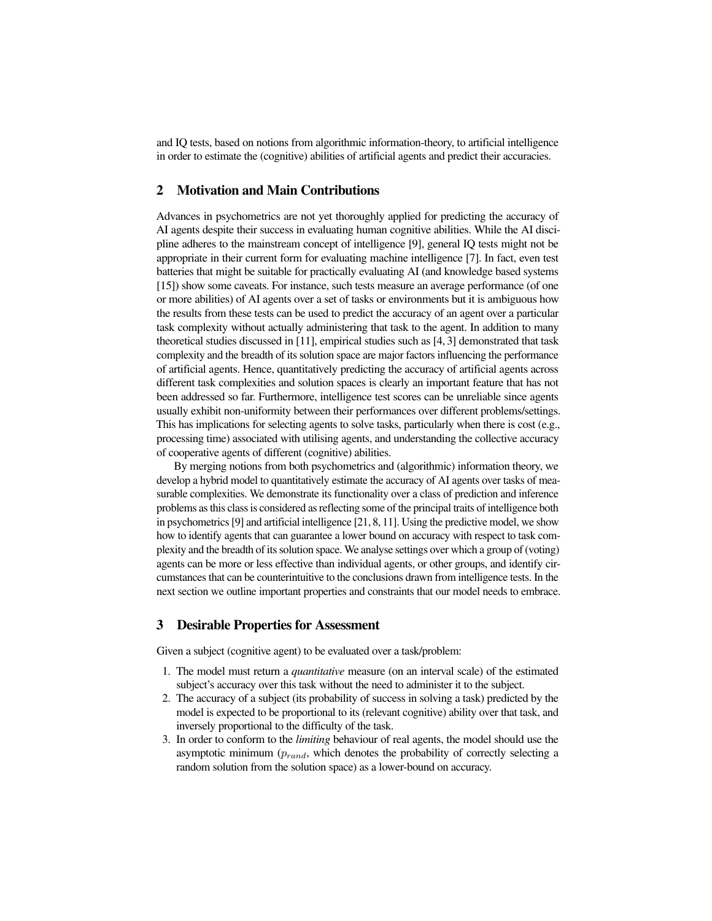and IQ tests, based on notions from algorithmic information-theory, to artificial intelligence in order to estimate the (cognitive) abilities of artificial agents and predict their accuracies.

## 2 Motivation and Main Contributions

Advances in psychometrics are not yet thoroughly applied for predicting the accuracy of AI agents despite their success in evaluating human cognitive abilities. While the AI discipline adheres to the mainstream concept of intelligence [9], general IQ tests might not be appropriate in their current form for evaluating machine intelligence [7]. In fact, even test batteries that might be suitable for practically evaluating AI (and knowledge based systems [15]) show some caveats. For instance, such tests measure an average performance (of one or more abilities) of AI agents over a set of tasks or environments but it is ambiguous how the results from these tests can be used to predict the accuracy of an agent over a particular task complexity without actually administering that task to the agent. In addition to many theoretical studies discussed in [11], empirical studies such as [4, 3] demonstrated that task complexity and the breadth of its solution space are major factors influencing the performance of artificial agents. Hence, quantitatively predicting the accuracy of artificial agents across different task complexities and solution spaces is clearly an important feature that has not been addressed so far. Furthermore, intelligence test scores can be unreliable since agents usually exhibit non-uniformity between their performances over different problems/settings. This has implications for selecting agents to solve tasks, particularly when there is cost (e.g., processing time) associated with utilising agents, and understanding the collective accuracy of cooperative agents of different (cognitive) abilities.

By merging notions from both psychometrics and (algorithmic) information theory, we develop a hybrid model to quantitatively estimate the accuracy of AI agents over tasks of measurable complexities. We demonstrate its functionality over a class of prediction and inference problems as this class is considered as reflecting some of the principal traits of intelligence both in psychometrics [9] and artificial intelligence [21, 8, 11]. Using the predictive model, we show how to identify agents that can guarantee a lower bound on accuracy with respect to task complexity and the breadth of its solution space. We analyse settings over which a group of (voting) agents can be more or less effective than individual agents, or other groups, and identify circumstances that can be counterintuitive to the conclusions drawn from intelligence tests. In the next section we outline important properties and constraints that our model needs to embrace.

## 3 Desirable Properties for Assessment

Given a subject (cognitive agent) to be evaluated over a task/problem:

1. The model must return a *quantitative* measure (on an interval scale) of the estimated subject's accuracy over this task without the need to administer it to the subject.
2. The accuracy of a subject (its probability of success in solving a task) predicted by the model is expected to be proportional to its (relevant cognitive) ability over that task, and inversely proportional to the difficulty of the task.
3. In order to conform to the *limiting* behaviour of real agents, the model should use the asymptotic minimum ($p_{rand}$, which denotes the probability of correctly selecting a random solution from the solution space) as a lower-bound on accuracy.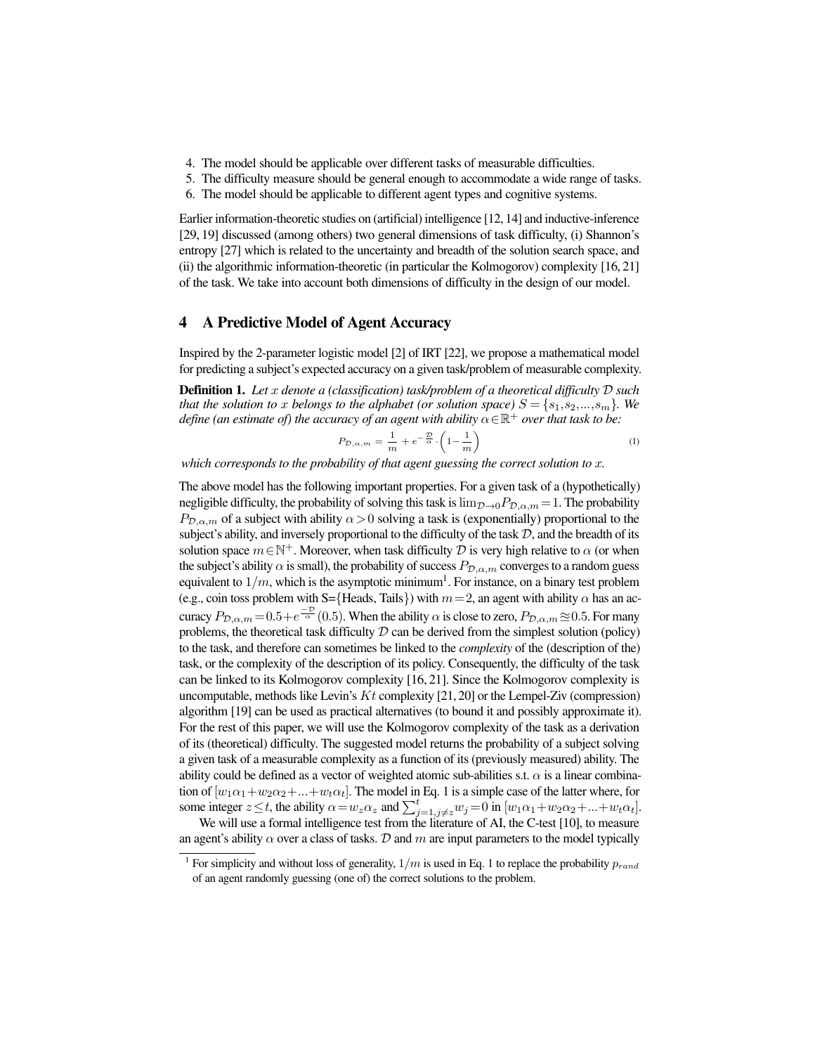4. The model should be applicable over different tasks of measurable difficulties.
5. The difficulty measure should be general enough to accommodate a wide range of tasks.
6. The model should be applicable to different agent types and cognitive systems.

Earlier information-theoretic studies on (artificial) intelligence [12, 14] and inductive-inference [29, 19] discussed (among others) two general dimensions of task difficulty, (i) Shannon's entropy [27] which is related to the uncertainty and breadth of the solution search space, and (ii) the algorithmic information-theoretic (in particular the Kolmogorov) complexity [16, 21] of the task. We take into account both dimensions of difficulty in the design of our model.

## 4 A Predictive Model of Agent Accuracy

Inspired by the 2-parameter logistic model [2] of IRT [22], we propose a mathematical model for predicting a subject's expected accuracy on a given task/problem of measurable complexity.

**Definition 1.** *Let $x$ denote a (classification) task/problem of a theoretical difficulty $\mathcal{D}$ such that the solution to $x$ belongs to the alphabet (or solution space) $S=\{s_1,s_2,...,s_m\}$. We define (an estimate of) the accuracy of an agent with ability $\alpha \in \mathbb{R}^+$ over that task to be:*

$$P_{\mathcal{D},\alpha,m} = \frac{1}{m} + e^{-\frac{\mathcal{D}}{\alpha}} \cdot \left(1 - \frac{1}{m}\right) \tag{1}$$

*which corresponds to the probability of that agent guessing the correct solution to $x$.*

The above model has the following important properties. For a given task of a (hypothetically) negligible difficulty, the probability of solving this task is $\lim_{\mathcal{D}\to 0} P_{\mathcal{D},\alpha,m} = 1$. The probability $P_{\mathcal{D},\alpha,m}$ of a subject with ability $\alpha > 0$ solving a task is (exponentially) proportional to the subject's ability, and inversely proportional to the difficulty of the task $\mathcal{D}$, and the breadth of its solution space $m \in \mathbb{N}^+$. Moreover, when task difficulty $\mathcal{D}$ is very high relative to $\alpha$ (or when the subject's ability $\alpha$ is small), the probability of success $P_{\mathcal{D},\alpha,m}$ converges to a random guess equivalent to $1/m$, which is the asymptotic minimum[1]. For instance, on a binary test problem (e.g., coin toss problem with S={Heads, Tails}) with $m=2$, an agent with ability $\alpha$ has an accuracy $P_{\mathcal{D},\alpha,m} = 0.5 + e^{\frac{-\mathcal{D}}{\alpha}}(0.5)$. When the ability $\alpha$ is close to zero, $P_{\mathcal{D},\alpha,m} \approxeq 0.5$. For many problems, the theoretical task difficulty $\mathcal{D}$ can be derived from the simplest solution (policy) to the task, and therefore can sometimes be linked to the *complexity* of the (description of the) task, or the complexity of the description of its policy. Consequently, the difficulty of the task can be linked to its Kolmogorov complexity [16, 21]. Since the Kolmogorov complexity is uncomputable, methods like Levin's $Kt$ complexity [21, 20] or the Lempel-Ziv (compression) algorithm [19] can be used as practical alternatives (to bound it and possibly approximate it). For the rest of this paper, we will use the Kolmogorov complexity of the task as a derivation of its (theoretical) difficulty. The suggested model returns the probability of a subject solving a given task of a measurable complexity as a function of its (previously measured) ability. The ability could be defined as a vector of weighted atomic sub-abilities s.t. $\alpha$ is a linear combination of $[w_1\alpha_1 + w_2\alpha_2 + ... + w_t\alpha_t]$. The model in Eq. 1 is a simple case of the latter where, for some integer $z \leq t$, the ability $\alpha = w_z\alpha_z$ and $\sum_{j=1, j\neq z}^{t} w_j = 0$ in $[w_1\alpha_1 + w_2\alpha_2 + ... + w_t\alpha_t]$.

We will use a formal intelligence test from the literature of AI, the C-test [10], to measure an agent's ability $\alpha$ over a class of tasks. $\mathcal{D}$ and $m$ are input parameters to the model typically

[1] For simplicity and without loss of generality, $1/m$ is used in Eq. 1 to replace the probability $p_{rand}$ of an agent randomly guessing (one of) the correct solutions to the problem.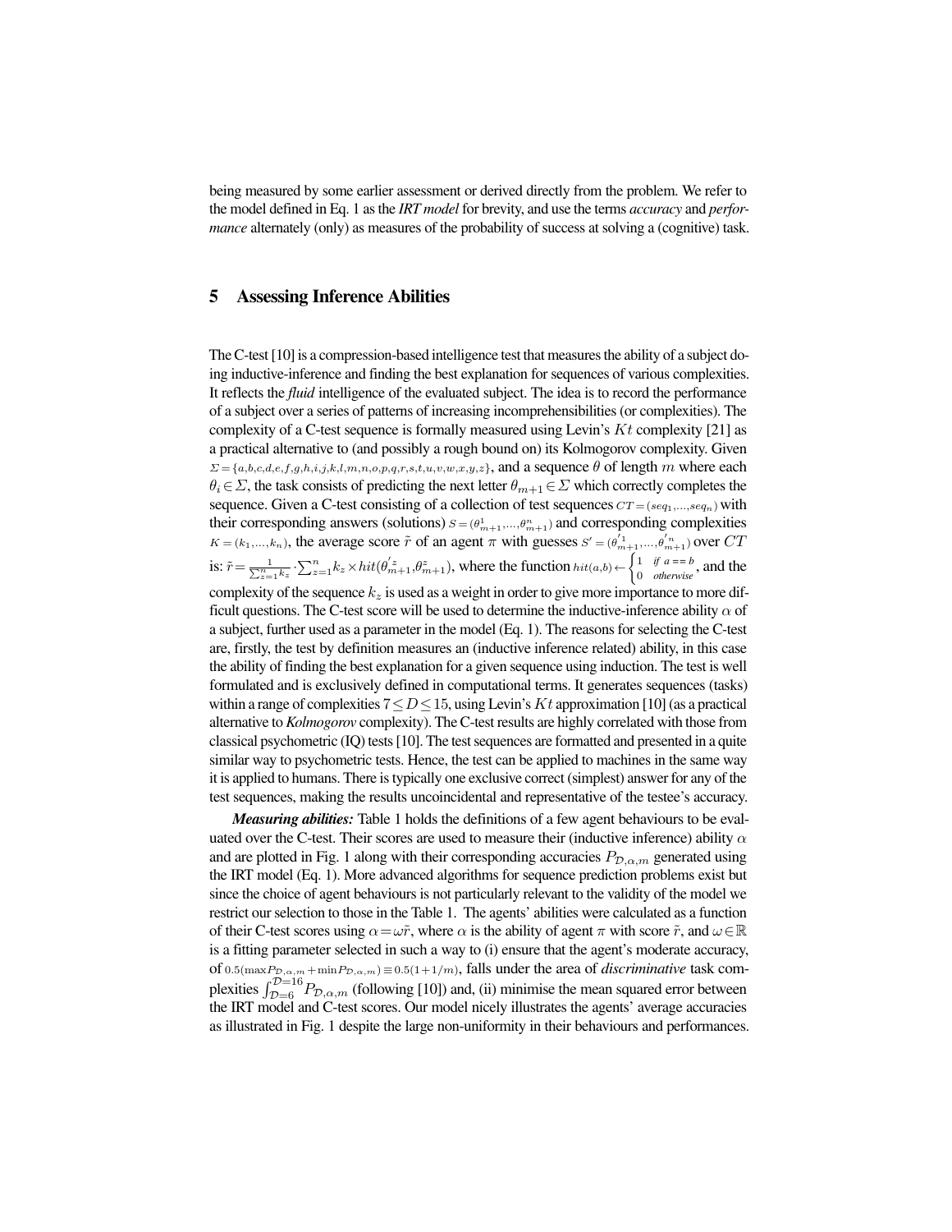being measured by some earlier assessment or derived directly from the problem. We refer to the model defined in Eq. 1 as the *IRT model* for brevity, and use the terms *accuracy* and *performance* alternately (only) as measures of the probability of success at solving a (cognitive) task.

## 5 Assessing Inference Abilities

The C-test [10] is a compression-based intelligence test that measures the ability of a subject doing inductive-inference and finding the best explanation for sequences of various complexities. It reflects the *fluid* intelligence of the evaluated subject. The idea is to record the performance of a subject over a series of patterns of increasing incomprehensibilities (or complexities). The complexity of a C-test sequence is formally measured using Levin's $Kt$ complexity [21] as a practical alternative to (and possibly a rough bound on) its Kolmogorov complexity. Given $\Sigma = \{a,b,c,d,e,f,g,h,i,j,k,l,m,n,o,p,q,r,s,t,u,v,w,x,y,z\}$, and a sequence $\theta$ of length $m$ where each $\theta_i \in \Sigma$, the task consists of predicting the next letter $\theta_{m+1} \in \Sigma$ which correctly completes the sequence. Given a C-test consisting of a collection of test sequences $CT = (seq_1, ..., seq_n)$ with their corresponding answers (solutions) $S = (\theta^1_{m+1}, ..., \theta^n_{m+1})$ and corresponding complexities $K = (k_1, ..., k_n)$, the average score $\tilde{r}$ of an agent $\pi$ with guesses $S' = (\theta'^1_{m+1}, ..., \theta'^n_{m+1})$ over $CT$ is: $\tilde{r} = \frac{1}{\sum_{z=1}^{n} k_z} \cdot \sum_{z=1}^{n} k_z \times hit(\theta'^z_{m+1}, \theta^z_{m+1})$, where the function $hit(a,b) \leftarrow \begin{cases} 1 & \textit{if } a == b \\ 0 & \textit{otherwise} \end{cases}$, and the complexity of the sequence $k_z$ is used as a weight in order to give more importance to more difficult questions. The C-test score will be used to determine the inductive-inference ability $\alpha$ of a subject, further used as a parameter in the model (Eq. 1). The reasons for selecting the C-test are, firstly, the test by definition measures an (inductive inference related) ability, in this case the ability of finding the best explanation for a given sequence using induction. The test is well formulated and is exclusively defined in computational terms. It generates sequences (tasks) within a range of complexities $7 \leq D \leq 15$, using Levin's $Kt$ approximation [10] (as a practical alternative to *Kolmogorov* complexity). The C-test results are highly correlated with those from classical psychometric (IQ) tests [10]. The test sequences are formatted and presented in a quite similar way to psychometric tests. Hence, the test can be applied to machines in the same way it is applied to humans. There is typically one exclusive correct (simplest) answer for any of the test sequences, making the results uncoincidental and representative of the testee's accuracy.

***Measuring abilities:*** Table 1 holds the definitions of a few agent behaviours to be evaluated over the C-test. Their scores are used to measure their (inductive inference) ability $\alpha$ and are plotted in Fig. 1 along with their corresponding accuracies $P_{\mathcal{D},\alpha,m}$ generated using the IRT model (Eq. 1). More advanced algorithms for sequence prediction problems exist but since the choice of agent behaviours is not particularly relevant to the validity of the model we restrict our selection to those in the Table 1. The agents' abilities were calculated as a function of their C-test scores using $\alpha = \omega\tilde{r}$, where $\alpha$ is the ability of agent $\pi$ with score $\tilde{r}$, and $\omega \in \mathbb{R}$ is a fitting parameter selected in such a way to (i) ensure that the agent's moderate accuracy, of $0.5(\max P_{\mathcal{D},\alpha,m} + \min P_{\mathcal{D},\alpha,m}) \equiv 0.5(1+1/m)$, falls under the area of *discriminative* task complexities $\int_{\mathcal{D}=6}^{\mathcal{D}=16} P_{\mathcal{D},\alpha,m}$ (following [10]) and, (ii) minimise the mean squared error between the IRT model and C-test scores. Our model nicely illustrates the agents' average accuracies as illustrated in Fig. 1 despite the large non-uniformity in their behaviours and performances.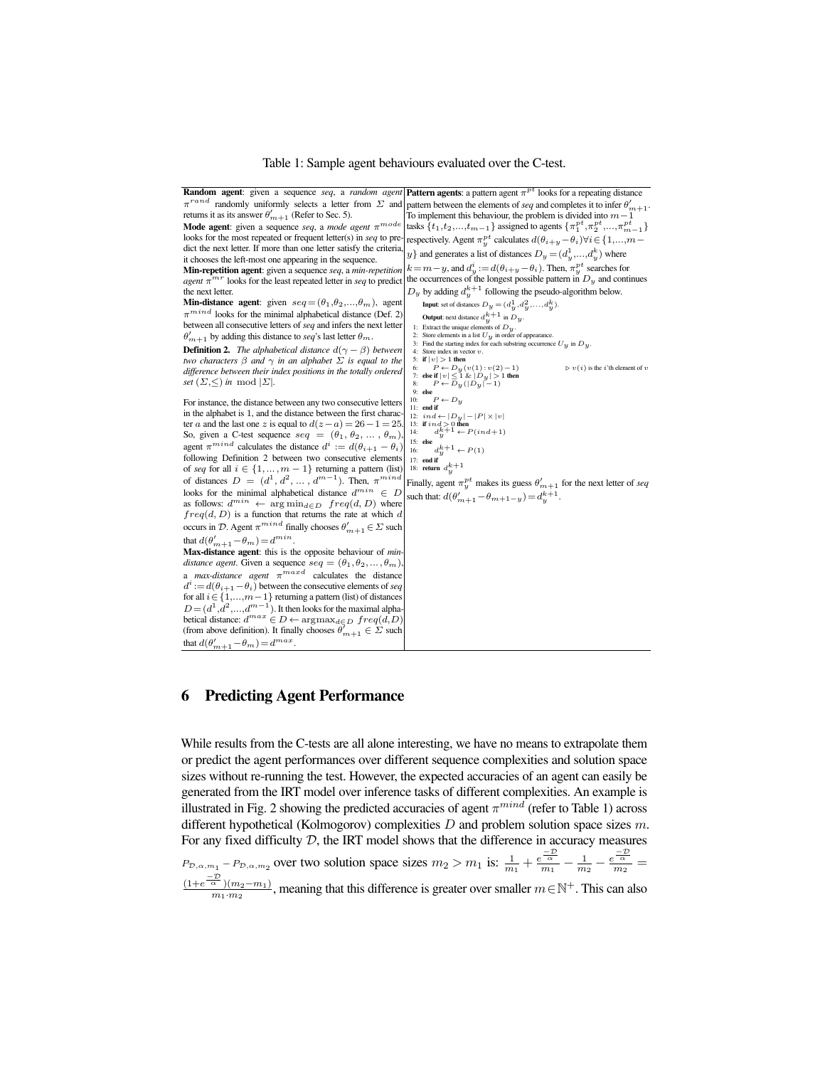Table 1: Sample agent behaviours evaluated over the C-test.

**Random agent**: given a sequence *seq*, a *random agent* $\pi^{rand}$ randomly uniformly selects a letter from $\Sigma$ and returns it as its answer $\theta'_{m+1}$ (Refer to Sec. 5).

**Mode agent**: given a sequence *seq*, a *mode agent* $\pi^{mode}$ looks for the most repeated or frequent letter(s) in *seq* to predict the next letter. If more than one letter satisfy the criteria, it chooses the left-most one appearing in the sequence.

**Min-repetition agent**: given a sequence *seq*, a *min-repetition agent* $\pi^{mr}$ looks for the least repeated letter in *seq* to predict the next letter.

**Min-distance agent**: given $seq=(\theta_1,\theta_2,...,\theta_m)$, agent $\pi^{mind}$ looks for the minimal alphabetical distance (Def. 2) between all consecutive letters of *seq* and infers the next letter $\theta'_{m+1}$ by adding this distance to *seq*'s last letter $\theta_m$.

**Definition 2.** *The alphabetical distance $d(\gamma-\beta)$ between two characters $\beta$ and $\gamma$ in an alphabet $\Sigma$ is equal to the difference between their index positions in the totally ordered set $(\Sigma,\leq)$ in* $\bmod\ |\Sigma|$.

For instance, the distance between any two consecutive letters in the alphabet is 1, and the distance between the first character $a$ and the last one $z$ is equal to $d(z-a)=26-1=25$. So, given a C-test sequence $seq = (\theta_1, \theta_2, \ldots, \theta_m)$, agent $\pi^{mind}$ calculates the distance $d^i := d(\theta_{i+1}-\theta_i)$ following Definition 2 between two consecutive elements of *seq* for all $i \in \{1,\ldots,m-1\}$ returning a pattern (list) of distances $D = (d^1, d^2, \ldots, d^{m-1})$. Then, $\pi^{mind}$ looks for the minimal alphabetical distance $d^{min} \in D$ as follows: $d^{min} \leftarrow \arg\min_{d\in D}\ freq(d, D)$ where $freq(d, D)$ is a function that returns the rate at which $d$ occurs in $\mathcal{D}$. Agent $\pi^{mind}$ finally chooses $\theta'_{m+1}\in\Sigma$ such that $d(\theta'_{m+1}-\theta_m)=d^{min}$.

**Max-distance agent**: this is the opposite behaviour of *min-distance agent*. Given a sequence $seq = (\theta_1, \theta_2, \ldots, \theta_m)$, a *max-distance agent* $\pi^{maxd}$ calculates the distance $d^i := d(\theta_{i+1}-\theta_i)$ between the consecutive elements of *seq* for all $i\in\{1,...,m-1\}$ returning a pattern (list) of distances $D=(d^1,d^2,...,d^{m-1})$. It then looks for the maximal alphabetical distance: $d^{max} \in D \leftarrow \arg\max_{d\in D}\ freq(d,D)$ (from above definition). It finally chooses $\theta'_{m+1}\in\Sigma$ such that $d(\theta'_{m+1}-\theta_m)=d^{max}$.

**Pattern agents**: a pattern agent $\pi^{pt}$ looks for a repeating distance pattern between the elements of *seq* and completes it to infer $\theta'_{m+1}$. To implement this behaviour, the problem is divided into $m-1$ tasks $\{t_1,t_2,...,t_{m-1}\}$ assigned to agents $\{\pi^{pt}_1,\pi^{pt}_2,...,\pi^{pt}_{m-1}\}$ respectively. Agent $\pi^{pt}_y$ calculates $d(\theta_{i+y}-\theta_i)\forall i\in\{1,...,m-y\}$ and generates a list of distances $D_y=(d^1_y,...,d^k_y)$ where $k=m-y$, and $d^i_y := d(\theta_{i+y}-\theta_i)$. Then, $\pi^{pt}_y$ searches for the occurrences of the longest possible pattern in $D_y$ and continues $D_y$ by adding $d^{k+1}_y$ following the pseudo-algorithm below.

**Input**: set of distances $D_y=(d^1_y,d^2_y,\ldots,d^k_y)$.
**Output**: next distance $d^{k+1}_y$ in $D_y$.

```
1:  Extract the unique elements of D_y.
2:  Store elements in a list U_y in order of appearance.
3:  Find the starting index for each substring occurrence U_y in D_y.
4:  Store index in vector v.
5:  if |v| > 1 then
6:      P ← D_y(v(1) : v(2) − 1)          ▷ v(i) is the i'th element of v
7:  else if |v| ≤ 1 & |D_y| > 1 then
8:      P ← D_y(|D_y| − 1)
9:  else
10:     P ← D_y
11: end if
12: ind ← |D_y| − |P| × |v|
13: if ind > 0 then
14:     d_y^{k+1} ← P(ind+1)
15: else
16:     d_y^{k+1} ← P(1)
17: end if
18: return d_y^{k+1}
```

Finally, agent $\pi^{pt}_y$ makes its guess $\theta'_{m+1}$ for the next letter of *seq* such that: $d(\theta'_{m+1}-\theta_{m+1-y})=d^{k+1}_y$.

## 6 Predicting Agent Performance

While results from the C-tests are all alone interesting, we have no means to extrapolate them or predict the agent performances over different sequence complexities and solution space sizes without re-running the test. However, the expected accuracies of an agent can easily be generated from the IRT model over inference tasks of different complexities. An example is illustrated in Fig. 2 showing the predicted accuracies of agent $\pi^{mind}$ (refer to Table 1) across different hypothetical (Kolmogorov) complexities $D$ and problem solution space sizes $m$. For any fixed difficulty $\mathcal{D}$, the IRT model shows that the difference in accuracy measures $P_{\mathcal{D},\alpha,m_1}-P_{\mathcal{D},\alpha,m_2}$ over two solution space sizes $m_2>m_1$ is: $\frac{1}{m_1}+\frac{e^{\frac{-\mathcal{D}}{\alpha}}}{m_1}-\frac{1}{m_2}-\frac{e^{\frac{-\mathcal{D}}{\alpha}}}{m_2}=\frac{(1+e^{\frac{-\mathcal{D}}{\alpha}})(m_2-m_1)}{m_1\cdot m_2}$, meaning that this difference is greater over smaller $m\in\mathbb{N}^{+}$. This can also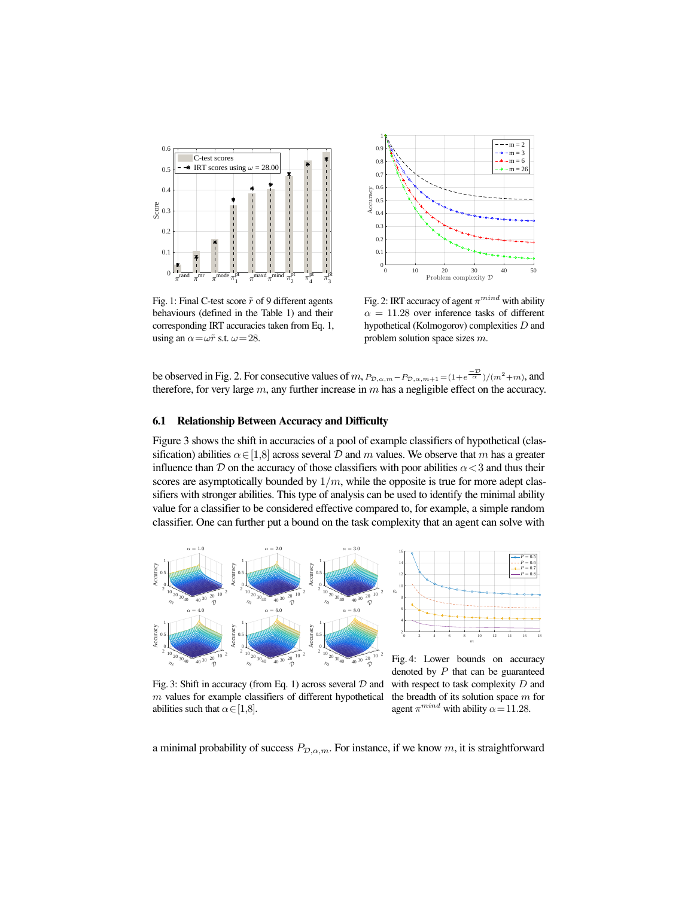0.6
C-test scores
IRT scores using $\omega = 28.00$
0.5
0.4
Score
0.3
0.2
0.1
0
$\pi^{rand}$ $\pi^{mr}$ $\pi^{mode}$ $\pi_1^{pt}$ $\pi^{maxd}$ $\pi^{mind}$ $\pi_2^{pt}$ $\pi_4^{pt}$ $\pi_3^{pt}$

Fig. 1: Final C-test score $\tilde{r}$ of 9 different agents behaviours (defined in the Table 1) and their corresponding IRT accuracies taken from Eq. 1, using an $\alpha = \omega \tilde{r}$ s.t. $\omega = 28$.

1
0.9
0.8
0.7
0.6
0.5
0.4
0.3
0.2
0.1
0
Accuracy
0 10 20 30 40 50
Problem complexity $\mathcal{D}$
m = 2
m = 3
m = 6
m = 26

Fig. 2: IRT accuracy of agent $\pi^{mind}$ with ability $\alpha = 11.28$ over inference tasks of different hypothetical (Kolmogorov) complexities $D$ and problem solution space sizes $m$.

be observed in Fig. 2. For consecutive values of $m$, $P_{\mathcal{D},\alpha,m} - P_{\mathcal{D},\alpha,m+1} = (1+e^{\frac{-\mathcal{D}}{\alpha}})/(m^2+m)$, and therefore, for very large $m$, any further increase in $m$ has a negligible effect on the accuracy.

### 6.1 Relationship Between Accuracy and Difficulty

Figure 3 shows the shift in accuracies of a pool of example classifiers of hypothetical (classification) abilities $\alpha \in [1,8]$ across several $\mathcal{D}$ and $m$ values. We observe that $m$ has a greater influence than $\mathcal{D}$ on the accuracy of those classifiers with poor abilities $\alpha < 3$ and thus their scores are asymptotically bounded by $1/m$, while the opposite is true for more adept classifiers with stronger abilities. This type of analysis can be used to identify the minimal ability value for a classifier to be considered effective compared to, for example, a simple random classifier. One can further put a bound on the task complexity that an agent can solve with

$\alpha = 1.0$ $\alpha = 2.0$ $\alpha = 3.0$ $\alpha = 4.0$ $\alpha = 6.0$ $\alpha = 8.0$
Accuracy
$m$
$\mathcal{D}$

Fig. 3: Shift in accuracy (from Eq. 1) across several $\mathcal{D}$ and $m$ values for example classifiers of different hypothetical abilities such that $\alpha \in [1,8]$.

$P = 0.5$
$P = 0.6$
$P = 0.7$
$P = 0.8$
$\mathcal{D}$
$m$

Fig. 4: Lower bounds on accuracy denoted by $P$ that can be guaranteed with respect to task complexity $D$ and the breadth of its solution space $m$ for agent $\pi^{mind}$ with ability $\alpha = 11.28$.

a minimal probability of success $P_{\mathcal{D},\alpha,m}$. For instance, if we know $m$, it is straightforward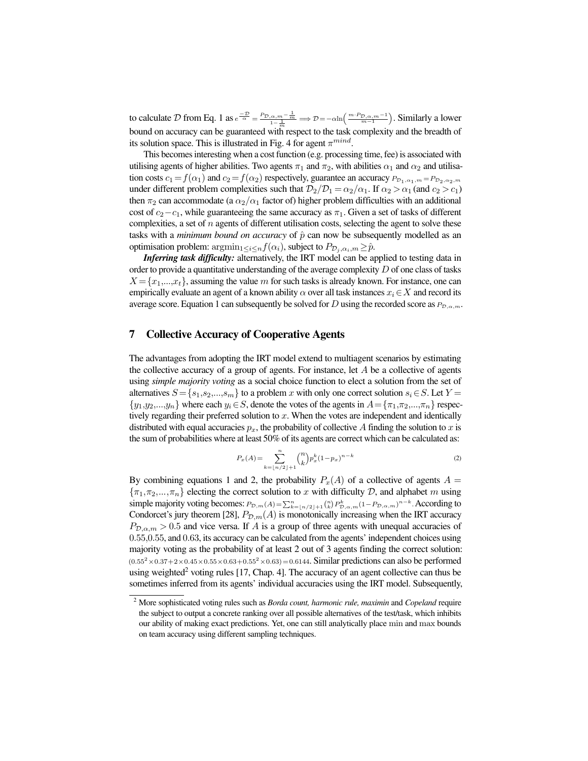to calculate $\mathcal{D}$ from Eq. 1 as $e^{\frac{-\mathcal{D}}{\alpha}} = \frac{P_{\mathcal{D},\alpha,m} - \frac{1}{m}}{1-\frac{1}{m}} \implies \mathcal{D} = -\alpha \ln\left(\frac{m \cdot P_{\mathcal{D},\alpha,m} - 1}{m-1}\right)$. Similarly a lower bound on accuracy can be guaranteed with respect to the task complexity and the breadth of its solution space. This is illustrated in Fig. 4 for agent $\pi^{mind}$.

This becomes interesting when a cost function (e.g. processing time, fee) is associated with utilising agents of higher abilities. Two agents $\pi_1$ and $\pi_2$, with abilities $\alpha_1$ and $\alpha_2$ and utilisation costs $c_1 = f(\alpha_1)$ and $c_2 = f(\alpha_2)$ respectively, guarantee an accuracy $P_{\mathcal{D}_1,\alpha_1,m} = P_{\mathcal{D}_2,\alpha_2,m}$ under different problem complexities such that $\mathcal{D}_2/\mathcal{D}_1 = \alpha_2/\alpha_1$. If $\alpha_2 > \alpha_1$ (and $c_2 > c_1$) then $\pi_2$ can accommodate (a $\alpha_2/\alpha_1$ factor of) higher problem difficulties with an additional cost of $c_2 - c_1$, while guaranteeing the same accuracy as $\pi_1$. Given a set of tasks of different complexities, a set of $n$ agents of different utilisation costs, selecting the agent to solve these tasks with a *minimum bound on accuracy* of $\hat{p}$ can now be subsequently modelled as an optimisation problem: $\text{argmin}_{1 \leq i \leq n} f(\alpha_i)$, subject to $P_{\mathcal{D}_j,\alpha_i,m} \geq \hat{p}$.

***Inferring task difficulty:*** alternatively, the IRT model can be applied to testing data in order to provide a quantitative understanding of the average complexity $D$ of one class of tasks $X = \{x_1, ..., x_t\}$, assuming the value $m$ for such tasks is already known. For instance, one can empirically evaluate an agent of a known ability $\alpha$ over all task instances $x_i \in X$ and record its average score. Equation 1 can subsequently be solved for $D$ using the recorded score as $P_{\mathcal{D},\alpha,m}$.

## 7 Collective Accuracy of Cooperative Agents

The advantages from adopting the IRT model extend to multiagent scenarios by estimating the collective accuracy of a group of agents. For instance, let $A$ be a collective of agents using *simple majority voting* as a social choice function to elect a solution from the set of alternatives $S = \{s_1, s_2, ..., s_m\}$ to a problem $x$ with only one correct solution $s_i \in S$. Let $Y = \{y_1, y_2, ..., y_n\}$ where each $y_i \in S$, denote the votes of the agents in $A = \{\pi_1, \pi_2, ..., \pi_n\}$ respectively regarding their preferred solution to $x$. When the votes are independent and identically distributed with equal accuracies $p_x$, the probability of collective $A$ finding the solution to $x$ is the sum of probabilities where at least 50% of its agents are correct which can be calculated as:

$$P_x(A) = \sum_{k=\lfloor n/2 \rfloor + 1}^{n} \binom{n}{k} p_x^k (1-p_x)^{n-k} \tag{2}$$

By combining equations 1 and 2, the probability $P_x(A)$ of a collective of agents $A = \{\pi_1, \pi_2, ..., \pi_n\}$ electing the correct solution to $x$ with difficulty $\mathcal{D}$, and alphabet $m$ using simple majority voting becomes: $P_{\mathcal{D},m}(A) = \sum_{k=\lfloor n/2 \rfloor + 1}^{n} \binom{n}{k} P_{\mathcal{D},\alpha,m}^k (1 - P_{\mathcal{D},\alpha,m})^{n-k}$. According to Condorcet's jury theorem [28], $P_{\mathcal{D},m}(A)$ is monotonically increasing when the IRT accuracy $P_{\mathcal{D},\alpha,m} > 0.5$ and vice versa. If $A$ is a group of three agents with unequal accuracies of $0.55, 0.55$, and $0.63$, its accuracy can be calculated from the agents' independent choices using majority voting as the probability of at least 2 out of 3 agents finding the correct solution: $(0.55^2 \times 0.37 + 2 \times 0.45 \times 0.55 \times 0.63 + 0.55^2 \times 0.63) = 0.6144$. Similar predictions can also be performed using weighted[2] voting rules [17, Chap. 4]. The accuracy of an agent collective can thus be sometimes inferred from its agents' individual accuracies using the IRT model. Subsequently,

[2] More sophisticated voting rules such as *Borda count, harmonic rule, maximin* and *Copeland* require the subject to output a concrete ranking over all possible alternatives of the test/task, which inhibits our ability of making exact predictions. Yet, one can still analytically place min and max bounds on team accuracy using different sampling techniques.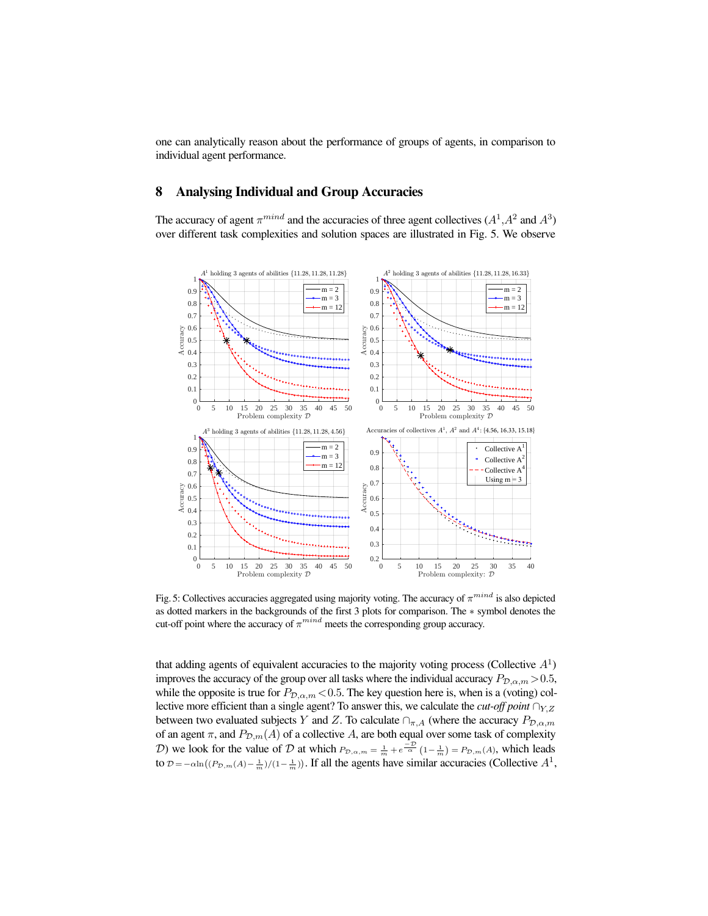one can analytically reason about the performance of groups of agents, in comparison to individual agent performance.

## 8 Analysing Individual and Group Accuracies

The accuracy of agent $\pi^{mind}$ and the accuracies of three agent collectives ($A^1$,$A^2$ and $A^3$) over different task complexities and solution spaces are illustrated in Fig. 5. We observe

Fig. 5: Collectives accuracies aggregated using majority voting. The accuracy of $\pi^{mind}$ is also depicted as dotted markers in the backgrounds of the first 3 plots for comparison. The $*$ symbol denotes the cut-off point where the accuracy of $\pi^{mind}$ meets the corresponding group accuracy.

that adding agents of equivalent accuracies to the majority voting process (Collective $A^1$) improves the accuracy of the group over all tasks where the individual accuracy $P_{\mathcal{D},\alpha,m} > 0.5$, while the opposite is true for $P_{\mathcal{D},\alpha,m} < 0.5$. The key question here is, when is a (voting) collective more efficient than a single agent? To answer this, we calculate the *cut-off point* $\cap_{Y,Z}$ between two evaluated subjects $Y$ and $Z$. To calculate $\cap_{\pi,A}$ (where the accuracy $P_{\mathcal{D},\alpha,m}$ of an agent $\pi$, and $P_{\mathcal{D},m}(A)$ of a collective $A$, are both equal over some task of complexity $\mathcal{D}$) we look for the value of $\mathcal{D}$ at which $P_{\mathcal{D},\alpha,m} = \frac{1}{m} + e^{\frac{-\mathcal{D}}{\alpha}}(1-\frac{1}{m}) = P_{\mathcal{D},m}(A)$, which leads to $\mathcal{D} = -\alpha \ln((P_{\mathcal{D},m}(A) - \frac{1}{m})/(1-\frac{1}{m}))$. If all the agents have similar accuracies (Collective $A^1$,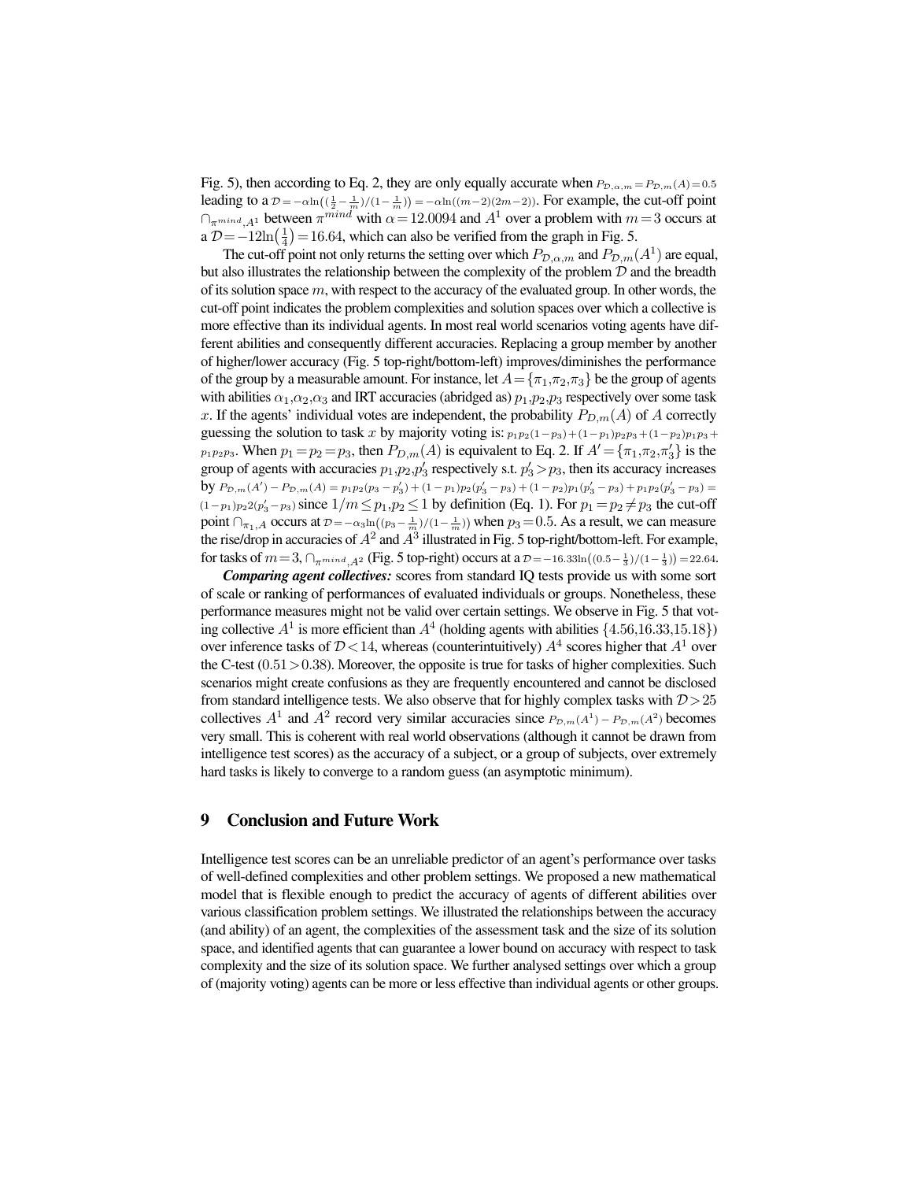Fig. 5), then according to Eq. 2, they are only equally accurate when $P_{\mathcal{D},\alpha,m} = P_{\mathcal{D},m}(A) = 0.5$ leading to a $\mathcal{D} = -\alpha \ln\left(\left(\frac{1}{2} - \frac{1}{m}\right)/\left(1 - \frac{1}{m}\right)\right) = -\alpha \ln((m-2)(2m-2))$. For example, the cut-off point $\cap_{\pi^{mind},A^1}$ between $\pi^{mind}$ with $\alpha = 12.0094$ and $A^1$ over a problem with $m = 3$ occurs at a $\mathcal{D} = -12 \ln\left(\frac{1}{4}\right) = 16.64$, which can also be verified from the graph in Fig. 5.

The cut-off point not only returns the setting over which $P_{\mathcal{D},\alpha,m}$ and $P_{\mathcal{D},m}(A^1)$ are equal, but also illustrates the relationship between the complexity of the problem $\mathcal{D}$ and the breadth of its solution space $m$, with respect to the accuracy of the evaluated group. In other words, the cut-off point indicates the problem complexities and solution spaces over which a collective is more effective than its individual agents. In most real world scenarios voting agents have different abilities and consequently different accuracies. Replacing a group member by another of higher/lower accuracy (Fig. 5 top-right/bottom-left) improves/diminishes the performance of the group by a measurable amount. For instance, let $A = \{\pi_1, \pi_2, \pi_3\}$ be the group of agents with abilities $\alpha_1, \alpha_2, \alpha_3$ and IRT accuracies (abridged as) $p_1, p_2, p_3$ respectively over some task $x$. If the agents' individual votes are independent, the probability $P_{D,m}(A)$ of $A$ correctly guessing the solution to task $x$ by majority voting is: $p_1 p_2 (1-p_3) + (1-p_1) p_2 p_3 + (1-p_2) p_1 p_3 + p_1 p_2 p_3$. When $p_1 = p_2 = p_3$, then $P_{D,m}(A)$ is equivalent to Eq. 2. If $A' = \{\pi_1, \pi_2, \pi_3'\}$ is the group of agents with accuracies $p_1, p_2, p_3'$ respectively s.t. $p_3' > p_3$, then its accuracy increases by $P_{\mathcal{D},m}(A') - P_{\mathcal{D},m}(A) = p_1 p_2 (p_3 - p_3') + (1-p_1) p_2 (p_3' - p_3) + (1-p_2) p_1 (p_3' - p_3) + p_1 p_2 (p_3' - p_3) = (1-p_1) p_2 2 (p_3' - p_3)$ since $1/m \leq p_1, p_2 \leq 1$ by definition (Eq. 1). For $p_1 = p_2 \neq p_3$ the cut-off point $\cap_{\pi_1,A}$ occurs at $\mathcal{D} = -\alpha_3 \ln\left((p_3 - \frac{1}{m})/(1 - \frac{1}{m})\right)$ when $p_3 = 0.5$. As a result, we can measure the rise/drop in accuracies of $A^2$ and $A^3$ illustrated in Fig. 5 top-right/bottom-left. For example, for tasks of $m = 3$, $\cap_{\pi^{mind},A^2}$ (Fig. 5 top-right) occurs at a $\mathcal{D} = -16.33 \ln\left((0.5 - \frac{1}{3})/(1 - \frac{1}{3})\right) = 22.64$.

***Comparing agent collectives:*** scores from standard IQ tests provide us with some sort of scale or ranking of performances of evaluated individuals or groups. Nonetheless, these performance measures might not be valid over certain settings. We observe in Fig. 5 that voting collective $A^1$ is more efficient than $A^4$ (holding agents with abilities $\{4.56, 16.33, 15.18\}$) over inference tasks of $\mathcal{D} < 14$, whereas (counterintuitively) $A^4$ scores higher that $A^1$ over the C-test ($0.51 > 0.38$). Moreover, the opposite is true for tasks of higher complexities. Such scenarios might create confusions as they are frequently encountered and cannot be disclosed from standard intelligence tests. We also observe that for highly complex tasks with $\mathcal{D} > 25$ collectives $A^1$ and $A^2$ record very similar accuracies since $P_{\mathcal{D},m}(A^1) - P_{\mathcal{D},m}(A^2)$ becomes very small. This is coherent with real world observations (although it cannot be drawn from intelligence test scores) as the accuracy of a subject, or a group of subjects, over extremely hard tasks is likely to converge to a random guess (an asymptotic minimum).

## 9 Conclusion and Future Work

Intelligence test scores can be an unreliable predictor of an agent's performance over tasks of well-defined complexities and other problem settings. We proposed a new mathematical model that is flexible enough to predict the accuracy of agents of different abilities over various classification problem settings. We illustrated the relationships between the accuracy (and ability) of an agent, the complexities of the assessment task and the size of its solution space, and identified agents that can guarantee a lower bound on accuracy with respect to task complexity and the size of its solution space. We further analysed settings over which a group of (majority voting) agents can be more or less effective than individual agents or other groups.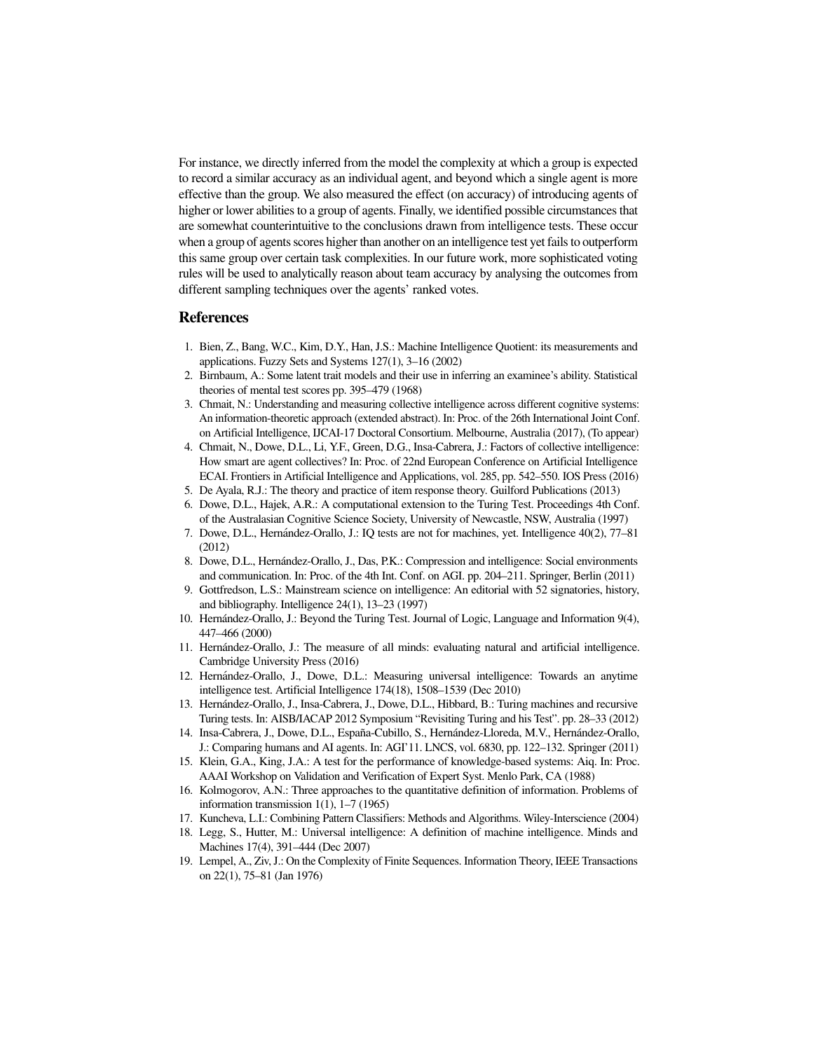For instance, we directly inferred from the model the complexity at which a group is expected to record a similar accuracy as an individual agent, and beyond which a single agent is more effective than the group. We also measured the effect (on accuracy) of introducing agents of higher or lower abilities to a group of agents. Finally, we identified possible circumstances that are somewhat counterintuitive to the conclusions drawn from intelligence tests. These occur when a group of agents scores higher than another on an intelligence test yet fails to outperform this same group over certain task complexities. In our future work, more sophisticated voting rules will be used to analytically reason about team accuracy by analysing the outcomes from different sampling techniques over the agents' ranked votes.

## References

1. Bien, Z., Bang, W.C., Kim, D.Y., Han, J.S.: Machine Intelligence Quotient: its measurements and applications. Fuzzy Sets and Systems 127(1), 3–16 (2002)
2. Birnbaum, A.: Some latent trait models and their use in inferring an examinee's ability. Statistical theories of mental test scores pp. 395–479 (1968)
3. Chmait, N.: Understanding and measuring collective intelligence across different cognitive systems: An information-theoretic approach (extended abstract). In: Proc. of the 26th International Joint Conf. on Artificial Intelligence, IJCAI-17 Doctoral Consortium. Melbourne, Australia (2017), (To appear)
4. Chmait, N., Dowe, D.L., Li, Y.F., Green, D.G., Insa-Cabrera, J.: Factors of collective intelligence: How smart are agent collectives? In: Proc. of 22nd European Conference on Artificial Intelligence ECAI. Frontiers in Artificial Intelligence and Applications, vol. 285, pp. 542–550. IOS Press (2016)
5. De Ayala, R.J.: The theory and practice of item response theory. Guilford Publications (2013)
6. Dowe, D.L., Hajek, A.R.: A computational extension to the Turing Test. Proceedings 4th Conf. of the Australasian Cognitive Science Society, University of Newcastle, NSW, Australia (1997)
7. Dowe, D.L., Hernández-Orallo, J.: IQ tests are not for machines, yet. Intelligence 40(2), 77–81 (2012)
8. Dowe, D.L., Hernández-Orallo, J., Das, P.K.: Compression and intelligence: Social environments and communication. In: Proc. of the 4th Int. Conf. on AGI. pp. 204–211. Springer, Berlin (2011)
9. Gottfredson, L.S.: Mainstream science on intelligence: An editorial with 52 signatories, history, and bibliography. Intelligence 24(1), 13–23 (1997)
10. Hernández-Orallo, J.: Beyond the Turing Test. Journal of Logic, Language and Information 9(4), 447–466 (2000)
11. Hernández-Orallo, J.: The measure of all minds: evaluating natural and artificial intelligence. Cambridge University Press (2016)
12. Hernández-Orallo, J., Dowe, D.L.: Measuring universal intelligence: Towards an anytime intelligence test. Artificial Intelligence 174(18), 1508–1539 (Dec 2010)
13. Hernández-Orallo, J., Insa-Cabrera, J., Dowe, D.L., Hibbard, B.: Turing machines and recursive Turing tests. In: AISB/IACAP 2012 Symposium "Revisiting Turing and his Test". pp. 28–33 (2012)
14. Insa-Cabrera, J., Dowe, D.L., España-Cubillo, S., Hernández-Lloreda, M.V., Hernández-Orallo, J.: Comparing humans and AI agents. In: AGI'11. LNCS, vol. 6830, pp. 122–132. Springer (2011)
15. Klein, G.A., King, J.A.: A test for the performance of knowledge-based systems: Aiq. In: Proc. AAAI Workshop on Validation and Verification of Expert Syst. Menlo Park, CA (1988)
16. Kolmogorov, A.N.: Three approaches to the quantitative definition of information. Problems of information transmission 1(1), 1–7 (1965)
17. Kuncheva, L.I.: Combining Pattern Classifiers: Methods and Algorithms. Wiley-Interscience (2004)
18. Legg, S., Hutter, M.: Universal intelligence: A definition of machine intelligence. Minds and Machines 17(4), 391–444 (Dec 2007)
19. Lempel, A., Ziv, J.: On the Complexity of Finite Sequences. Information Theory, IEEE Transactions on 22(1), 75–81 (Jan 1976)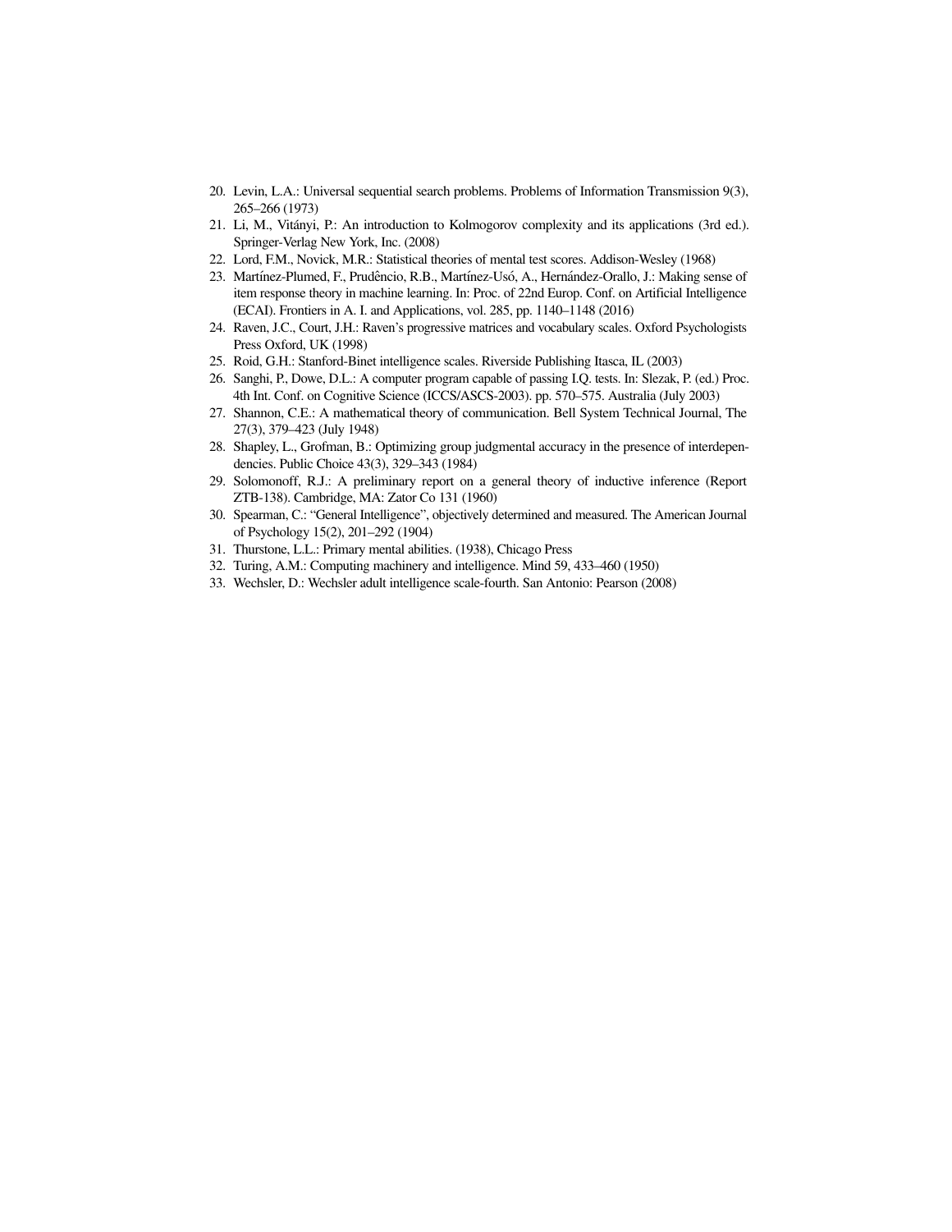20. Levin, L.A.: Universal sequential search problems. Problems of Information Transmission 9(3), 265–266 (1973)
21. Li, M., Vitányi, P.: An introduction to Kolmogorov complexity and its applications (3rd ed.). Springer-Verlag New York, Inc. (2008)
22. Lord, F.M., Novick, M.R.: Statistical theories of mental test scores. Addison-Wesley (1968)
23. Martínez-Plumed, F., Prudêncio, R.B., Martínez-Usó, A., Hernández-Orallo, J.: Making sense of item response theory in machine learning. In: Proc. of 22nd Europ. Conf. on Artificial Intelligence (ECAI). Frontiers in A. I. and Applications, vol. 285, pp. 1140–1148 (2016)
24. Raven, J.C., Court, J.H.: Raven's progressive matrices and vocabulary scales. Oxford Psychologists Press Oxford, UK (1998)
25. Roid, G.H.: Stanford-Binet intelligence scales. Riverside Publishing Itasca, IL (2003)
26. Sanghi, P., Dowe, D.L.: A computer program capable of passing I.Q. tests. In: Slezak, P. (ed.) Proc. 4th Int. Conf. on Cognitive Science (ICCS/ASCS-2003). pp. 570–575. Australia (July 2003)
27. Shannon, C.E.: A mathematical theory of communication. Bell System Technical Journal, The 27(3), 379–423 (July 1948)
28. Shapley, L., Grofman, B.: Optimizing group judgmental accuracy in the presence of interdependencies. Public Choice 43(3), 329–343 (1984)
29. Solomonoff, R.J.: A preliminary report on a general theory of inductive inference (Report ZTB-138). Cambridge, MA: Zator Co 131 (1960)
30. Spearman, C.: "General Intelligence", objectively determined and measured. The American Journal of Psychology 15(2), 201–292 (1904)
31. Thurstone, L.L.: Primary mental abilities. (1938), Chicago Press
32. Turing, A.M.: Computing machinery and intelligence. Mind 59, 433–460 (1950)
33. Wechsler, D.: Wechsler adult intelligence scale-fourth. San Antonio: Pearson (2008)